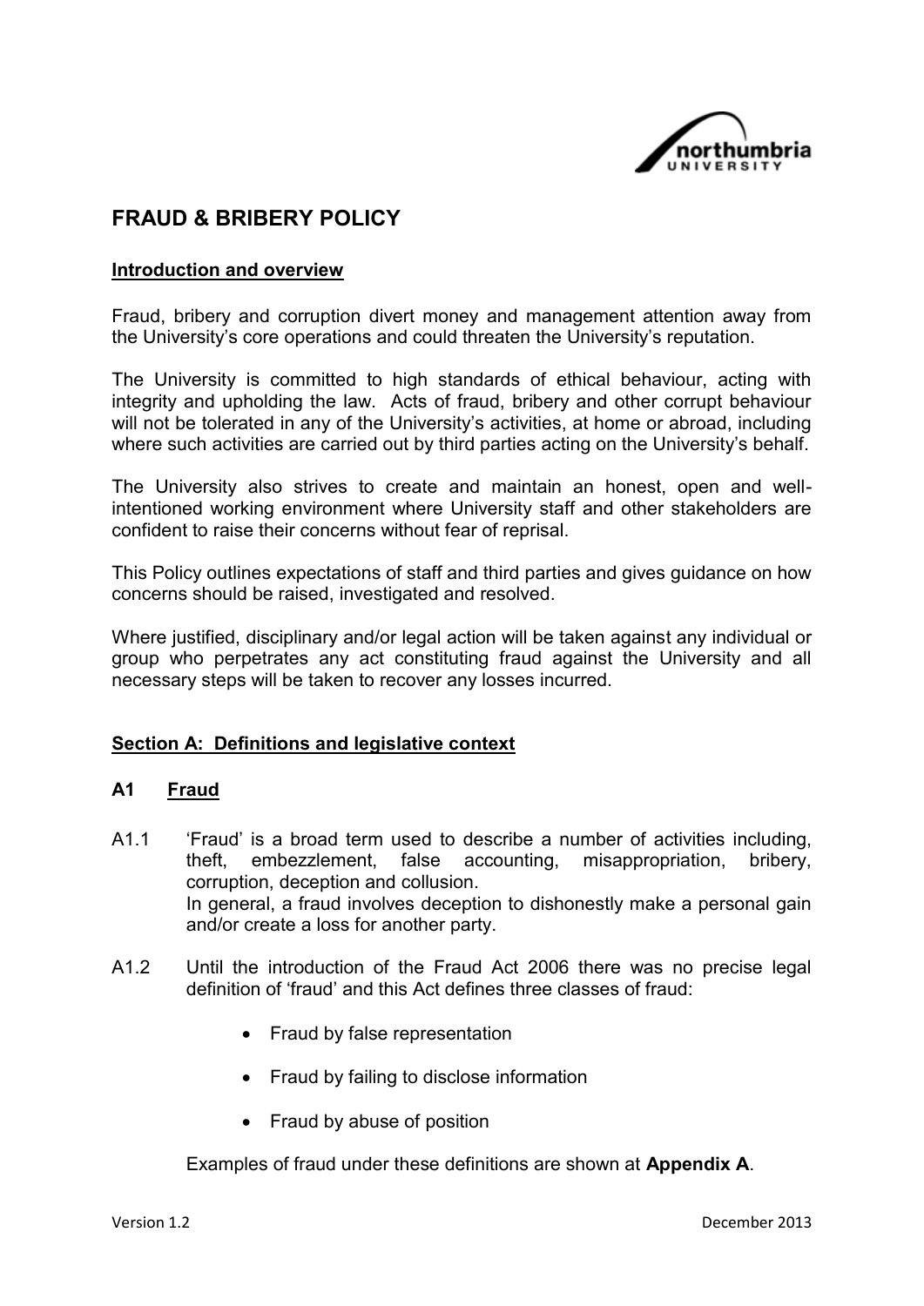# FRAUD & BRIBERY POLICY

**Introduction and overview**

Fraud, bribery and corruption divert money and management attention away from the University's core operations and could threaten the University's reputation.

The University is committed to high standards of ethical behaviour, acting with integrity and upholding the law. Acts of fraud, bribery and other corrupt behaviour will not be tolerated in any of the University's activities, at home or abroad, including where such activities are carried out by third parties acting on the University's behalf.

The University also strives to create and maintain an honest, open and well-intentioned working environment where University staff and other stakeholders are confident to raise their concerns without fear of reprisal.

This Policy outlines expectations of staff and third parties and gives guidance on how concerns should be raised, investigated and resolved.

Where justified, disciplinary and/or legal action will be taken against any individual or group who perpetrates any act constituting fraud against the University and all necessary steps will be taken to recover any losses incurred.

## Section A: Definitions and legislative context

### A1 Fraud

A1.1 'Fraud' is a broad term used to describe a number of activities including, theft, embezzlement, false accounting, misappropriation, bribery, corruption, deception and collusion.
In general, a fraud involves deception to dishonestly make a personal gain and/or create a loss for another party.

A1.2 Until the introduction of the Fraud Act 2006 there was no precise legal definition of 'fraud' and this Act defines three classes of fraud:

- Fraud by false representation
- Fraud by failing to disclose information
- Fraud by abuse of position

Examples of fraud under these definitions are shown at **Appendix A**.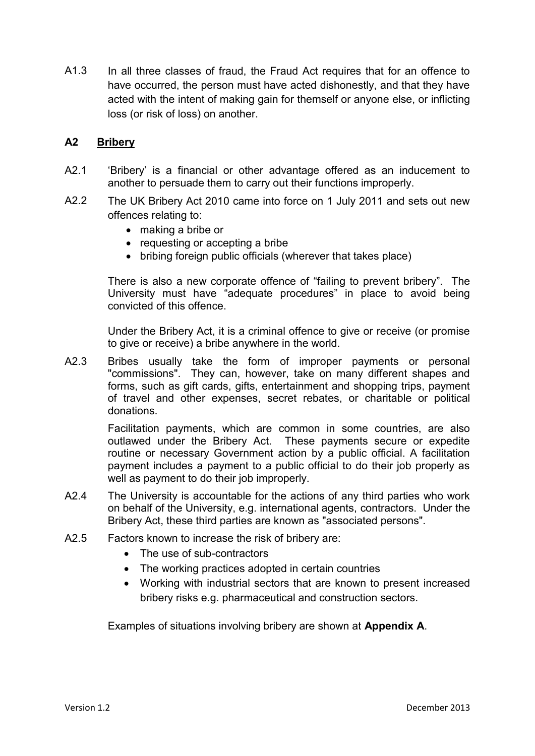A1.3 In all three classes of fraud, the Fraud Act requires that for an offence to have occurred, the person must have acted dishonestly, and that they have acted with the intent of making gain for themself or anyone else, or inflicting loss (or risk of loss) on another.

## A2 Bribery

A2.1 'Bribery' is a financial or other advantage offered as an inducement to another to persuade them to carry out their functions improperly.

A2.2 The UK Bribery Act 2010 came into force on 1 July 2011 and sets out new offences relating to:

- making a bribe or
- requesting or accepting a bribe
- bribing foreign public officials (wherever that takes place)

There is also a new corporate offence of "failing to prevent bribery". The University must have "adequate procedures" in place to avoid being convicted of this offence.

Under the Bribery Act, it is a criminal offence to give or receive (or promise to give or receive) a bribe anywhere in the world.

A2.3 Bribes usually take the form of improper payments or personal "commissions". They can, however, take on many different shapes and forms, such as gift cards, gifts, entertainment and shopping trips, payment of travel and other expenses, secret rebates, or charitable or political donations.

Facilitation payments, which are common in some countries, are also outlawed under the Bribery Act. These payments secure or expedite routine or necessary Government action by a public official. A facilitation payment includes a payment to a public official to do their job properly as well as payment to do their job improperly.

A2.4 The University is accountable for the actions of any third parties who work on behalf of the University, e.g. international agents, contractors. Under the Bribery Act, these third parties are known as "associated persons".

A2.5 Factors known to increase the risk of bribery are:

- The use of sub-contractors
- The working practices adopted in certain countries
- Working with industrial sectors that are known to present increased bribery risks e.g. pharmaceutical and construction sectors.

Examples of situations involving bribery are shown at **Appendix A**.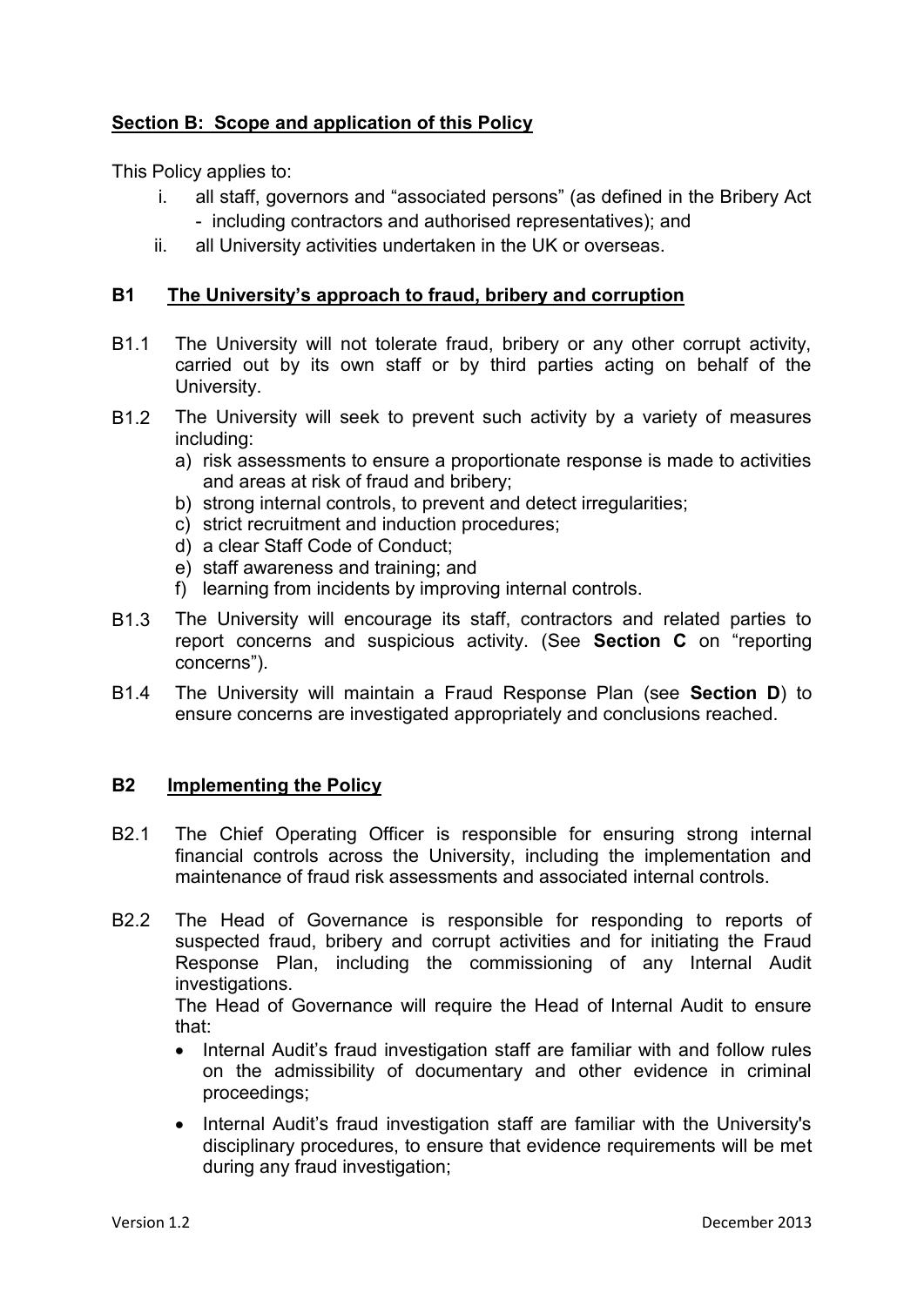## Section B: Scope and application of this Policy

This Policy applies to:

i. all staff, governors and "associated persons" (as defined in the Bribery Act - including contractors and authorised representatives); and
ii. all University activities undertaken in the UK or overseas.

### B1 The University's approach to fraud, bribery and corruption

B1.1 The University will not tolerate fraud, bribery or any other corrupt activity, carried out by its own staff or by third parties acting on behalf of the University.

B1.2 The University will seek to prevent such activity by a variety of measures including:

a) risk assessments to ensure a proportionate response is made to activities and areas at risk of fraud and bribery;
b) strong internal controls, to prevent and detect irregularities;
c) strict recruitment and induction procedures;
d) a clear Staff Code of Conduct;
e) staff awareness and training; and
f) learning from incidents by improving internal controls.

B1.3 The University will encourage its staff, contractors and related parties to report concerns and suspicious activity. (See **Section C** on "reporting concerns").

B1.4 The University will maintain a Fraud Response Plan (see **Section D**) to ensure concerns are investigated appropriately and conclusions reached.

### B2 Implementing the Policy

B2.1 The Chief Operating Officer is responsible for ensuring strong internal financial controls across the University, including the implementation and maintenance of fraud risk assessments and associated internal controls.

B2.2 The Head of Governance is responsible for responding to reports of suspected fraud, bribery and corrupt activities and for initiating the Fraud Response Plan, including the commissioning of any Internal Audit investigations.

The Head of Governance will require the Head of Internal Audit to ensure that:

- Internal Audit's fraud investigation staff are familiar with and follow rules on the admissibility of documentary and other evidence in criminal proceedings;
- Internal Audit's fraud investigation staff are familiar with the University's disciplinary procedures, to ensure that evidence requirements will be met during any fraud investigation;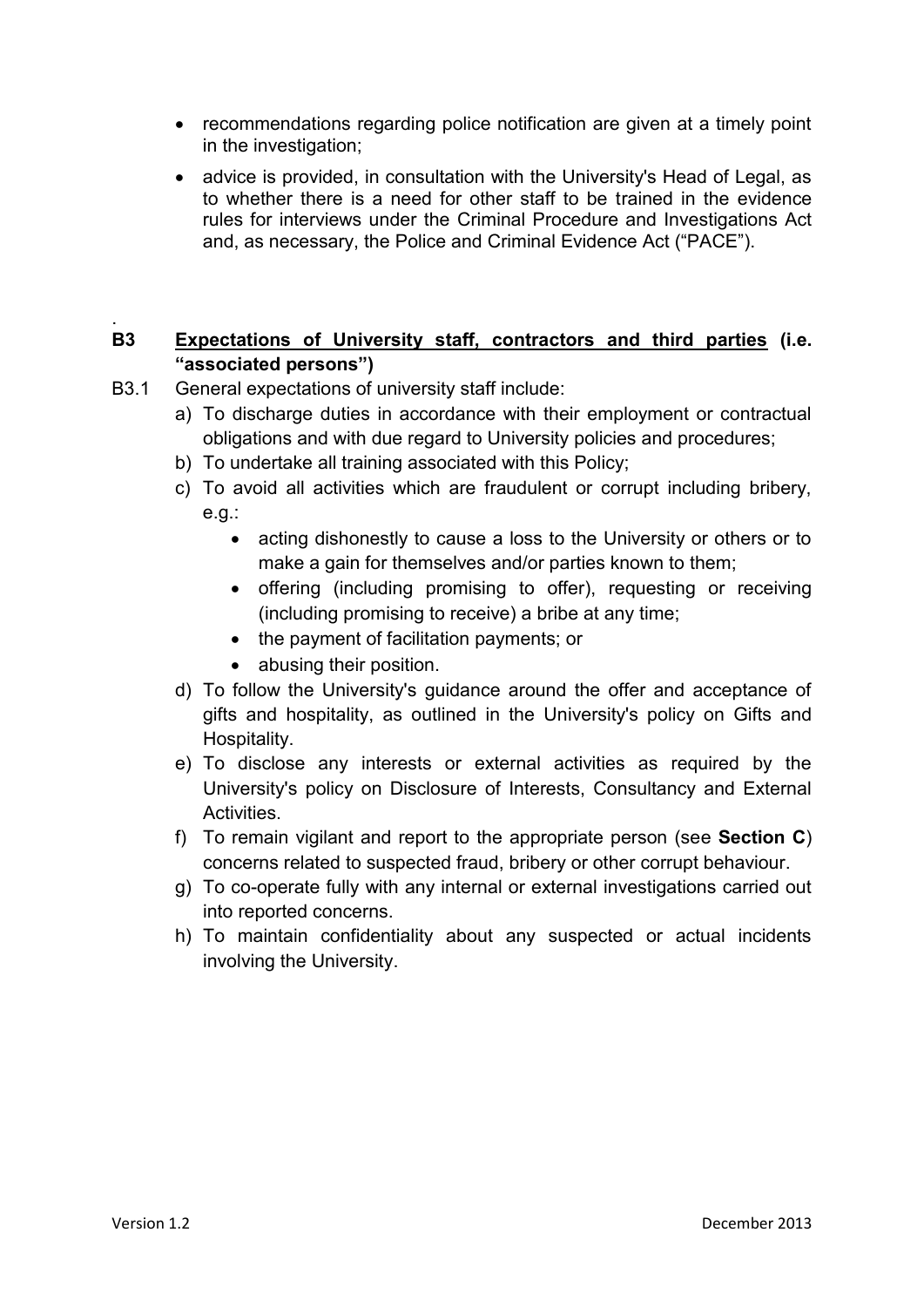- recommendations regarding police notification are given at a timely point in the investigation;
- advice is provided, in consultation with the University's Head of Legal, as to whether there is a need for other staff to be trained in the evidence rules for interviews under the Criminal Procedure and Investigations Act and, as necessary, the Police and Criminal Evidence Act ("PACE").

## B3 Expectations of University staff, contractors and third parties (i.e. "associated persons")

B3.1 General expectations of university staff include:

a) To discharge duties in accordance with their employment or contractual obligations and with due regard to University policies and procedures;

b) To undertake all training associated with this Policy;

c) To avoid all activities which are fraudulent or corrupt including bribery, e.g.:
   - acting dishonestly to cause a loss to the University or others or to make a gain for themselves and/or parties known to them;
   - offering (including promising to offer), requesting or receiving (including promising to receive) a bribe at any time;
   - the payment of facilitation payments; or
   - abusing their position.

d) To follow the University's guidance around the offer and acceptance of gifts and hospitality, as outlined in the University's policy on Gifts and Hospitality.

e) To disclose any interests or external activities as required by the University's policy on Disclosure of Interests, Consultancy and External Activities.

f) To remain vigilant and report to the appropriate person (see **Section C**) concerns related to suspected fraud, bribery or other corrupt behaviour.

g) To co-operate fully with any internal or external investigations carried out into reported concerns.

h) To maintain confidentiality about any suspected or actual incidents involving the University.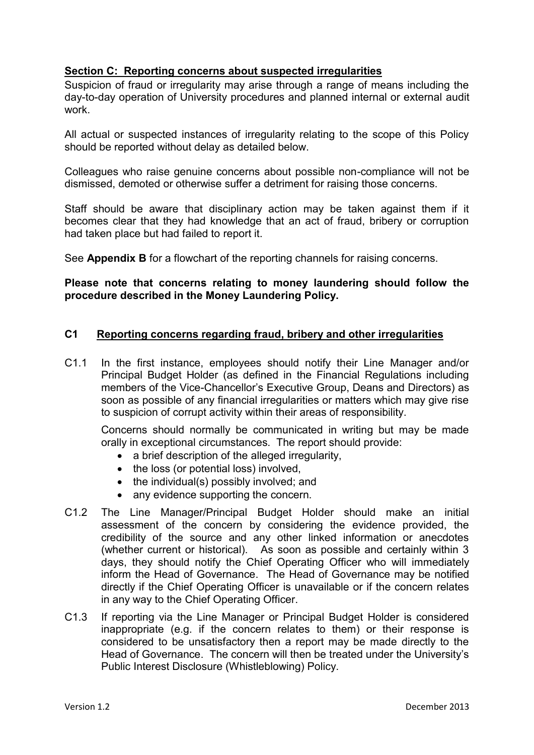## Section C: Reporting concerns about suspected irregularities

Suspicion of fraud or irregularity may arise through a range of means including the day-to-day operation of University procedures and planned internal or external audit work.

All actual or suspected instances of irregularity relating to the scope of this Policy should be reported without delay as detailed below.

Colleagues who raise genuine concerns about possible non-compliance will not be dismissed, demoted or otherwise suffer a detriment for raising those concerns.

Staff should be aware that disciplinary action may be taken against them if it becomes clear that they had knowledge that an act of fraud, bribery or corruption had taken place but had failed to report it.

See **Appendix B** for a flowchart of the reporting channels for raising concerns.

**Please note that concerns relating to money laundering should follow the procedure described in the Money Laundering Policy.**

### C1 Reporting concerns regarding fraud, bribery and other irregularities

C1.1 In the first instance, employees should notify their Line Manager and/or Principal Budget Holder (as defined in the Financial Regulations including members of the Vice-Chancellor's Executive Group, Deans and Directors) as soon as possible of any financial irregularities or matters which may give rise to suspicion of corrupt activity within their areas of responsibility.

Concerns should normally be communicated in writing but may be made orally in exceptional circumstances. The report should provide:

- a brief description of the alleged irregularity,
- the loss (or potential loss) involved,
- the individual(s) possibly involved; and
- any evidence supporting the concern.

C1.2 The Line Manager/Principal Budget Holder should make an initial assessment of the concern by considering the evidence provided, the credibility of the source and any other linked information or anecdotes (whether current or historical). As soon as possible and certainly within 3 days, they should notify the Chief Operating Officer who will immediately inform the Head of Governance. The Head of Governance may be notified directly if the Chief Operating Officer is unavailable or if the concern relates in any way to the Chief Operating Officer.

C1.3 If reporting via the Line Manager or Principal Budget Holder is considered inappropriate (e.g. if the concern relates to them) or their response is considered to be unsatisfactory then a report may be made directly to the Head of Governance. The concern will then be treated under the University's Public Interest Disclosure (Whistleblowing) Policy.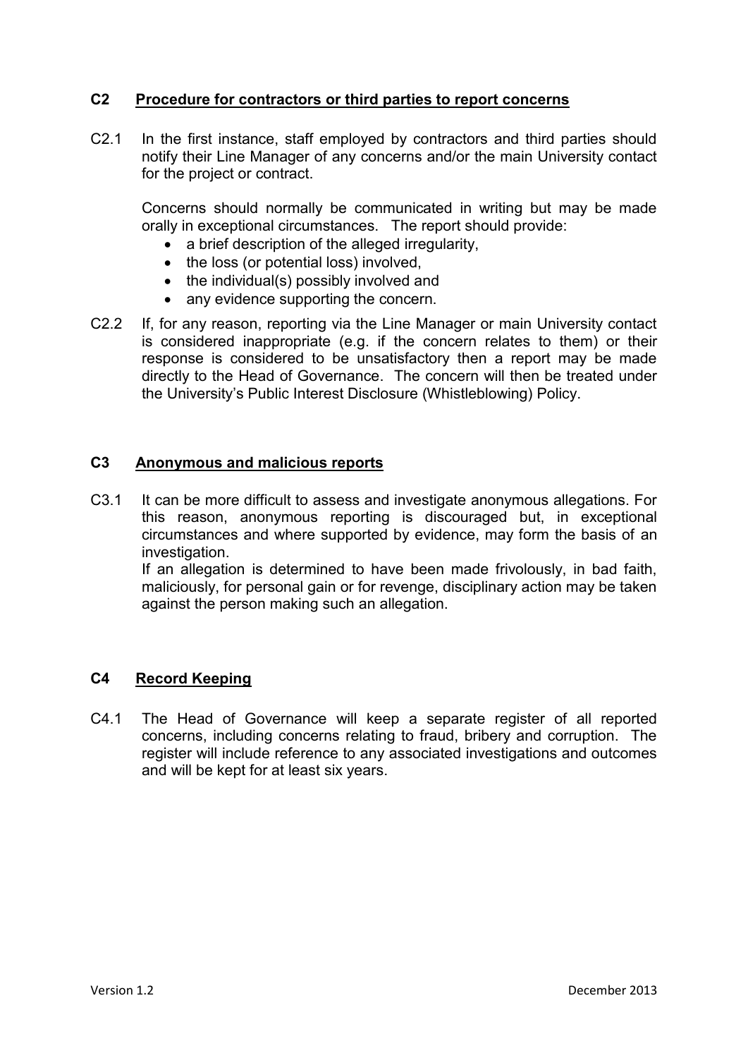## C2 Procedure for contractors or third parties to report concerns

C2.1 In the first instance, staff employed by contractors and third parties should notify their Line Manager of any concerns and/or the main University contact for the project or contract.

Concerns should normally be communicated in writing but may be made orally in exceptional circumstances. The report should provide:

- a brief description of the alleged irregularity,
- the loss (or potential loss) involved,
- the individual(s) possibly involved and
- any evidence supporting the concern.

C2.2 If, for any reason, reporting via the Line Manager or main University contact is considered inappropriate (e.g. if the concern relates to them) or their response is considered to be unsatisfactory then a report may be made directly to the Head of Governance. The concern will then be treated under the University's Public Interest Disclosure (Whistleblowing) Policy.

## C3 Anonymous and malicious reports

C3.1 It can be more difficult to assess and investigate anonymous allegations. For this reason, anonymous reporting is discouraged but, in exceptional circumstances and where supported by evidence, may form the basis of an investigation.

If an allegation is determined to have been made frivolously, in bad faith, maliciously, for personal gain or for revenge, disciplinary action may be taken against the person making such an allegation.

## C4 Record Keeping

C4.1 The Head of Governance will keep a separate register of all reported concerns, including concerns relating to fraud, bribery and corruption. The register will include reference to any associated investigations and outcomes and will be kept for at least six years.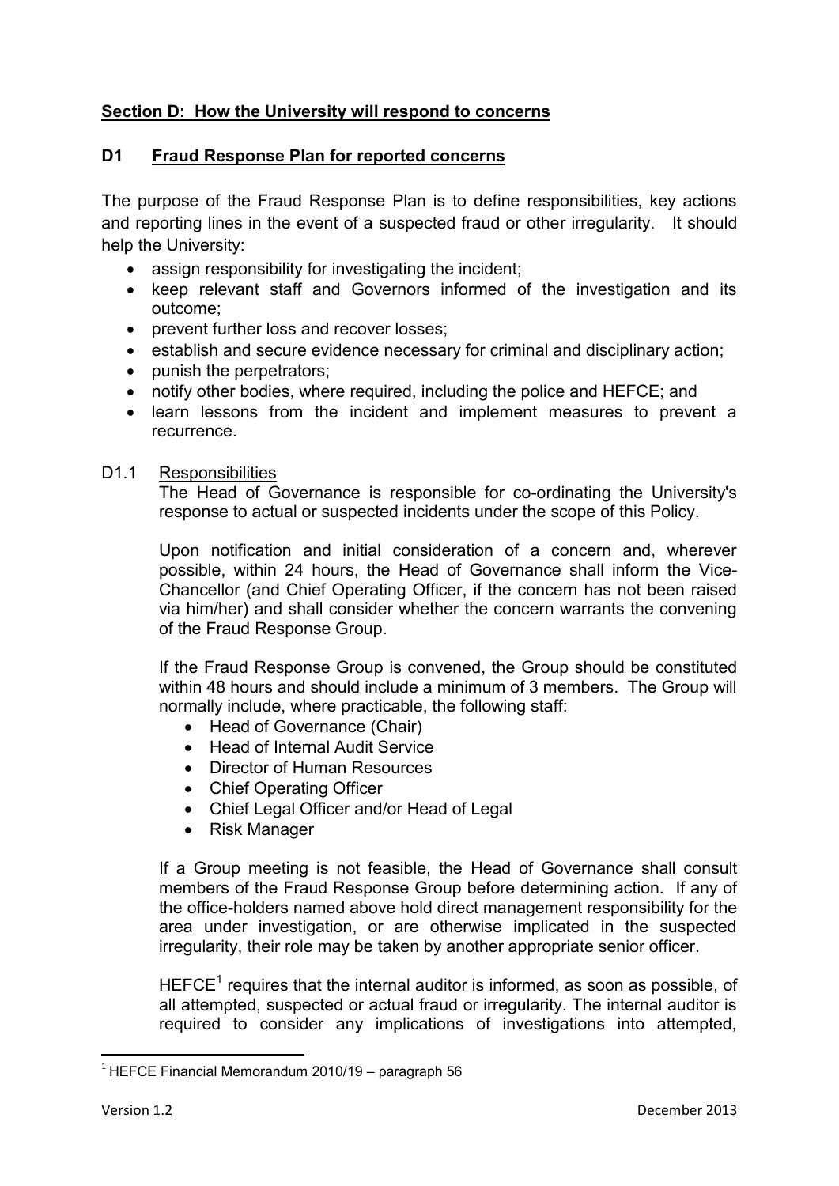**Section D: How the University will respond to concerns**

## D1 Fraud Response Plan for reported concerns

The purpose of the Fraud Response Plan is to define responsibilities, key actions and reporting lines in the event of a suspected fraud or other irregularity. It should help the University:

- assign responsibility for investigating the incident;
- keep relevant staff and Governors informed of the investigation and its outcome;
- prevent further loss and recover losses;
- establish and secure evidence necessary for criminal and disciplinary action;
- punish the perpetrators;
- notify other bodies, where required, including the police and HEFCE; and
- learn lessons from the incident and implement measures to prevent a recurrence.

### D1.1 Responsibilities

The Head of Governance is responsible for co-ordinating the University's response to actual or suspected incidents under the scope of this Policy.

Upon notification and initial consideration of a concern and, wherever possible, within 24 hours, the Head of Governance shall inform the Vice-Chancellor (and Chief Operating Officer, if the concern has not been raised via him/her) and shall consider whether the concern warrants the convening of the Fraud Response Group.

If the Fraud Response Group is convened, the Group should be constituted within 48 hours and should include a minimum of 3 members. The Group will normally include, where practicable, the following staff:

- Head of Governance (Chair)
- Head of Internal Audit Service
- Director of Human Resources
- Chief Operating Officer
- Chief Legal Officer and/or Head of Legal
- Risk Manager

If a Group meeting is not feasible, the Head of Governance shall consult members of the Fraud Response Group before determining action. If any of the office-holders named above hold direct management responsibility for the area under investigation, or are otherwise implicated in the suspected irregularity, their role may be taken by another appropriate senior officer.

HEFCE[1] requires that the internal auditor is informed, as soon as possible, of all attempted, suspected or actual fraud or irregularity. The internal auditor is required to consider any implications of investigations into attempted,

[1] HEFCE Financial Memorandum 2010/19 – paragraph 56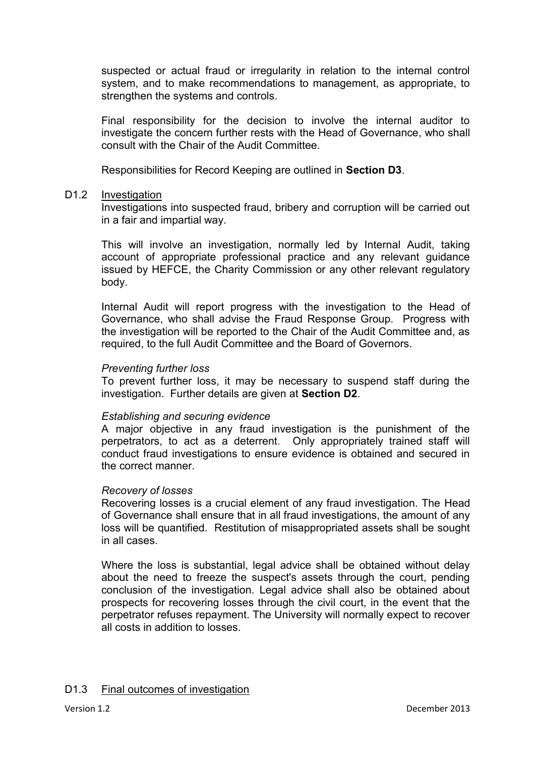suspected or actual fraud or irregularity in relation to the internal control system, and to make recommendations to management, as appropriate, to strengthen the systems and controls.

Final responsibility for the decision to involve the internal auditor to investigate the concern further rests with the Head of Governance, who shall consult with the Chair of the Audit Committee.

Responsibilities for Record Keeping are outlined in **Section D3**.

### D1.2 Investigation

Investigations into suspected fraud, bribery and corruption will be carried out in a fair and impartial way.

This will involve an investigation, normally led by Internal Audit, taking account of appropriate professional practice and any relevant guidance issued by HEFCE, the Charity Commission or any other relevant regulatory body.

Internal Audit will report progress with the investigation to the Head of Governance, who shall advise the Fraud Response Group. Progress with the investigation will be reported to the Chair of the Audit Committee and, as required, to the full Audit Committee and the Board of Governors.

*Preventing further loss*

To prevent further loss, it may be necessary to suspend staff during the investigation. Further details are given at **Section D2**.

*Establishing and securing evidence*

A major objective in any fraud investigation is the punishment of the perpetrators, to act as a deterrent. Only appropriately trained staff will conduct fraud investigations to ensure evidence is obtained and secured in the correct manner.

*Recovery of losses*

Recovering losses is a crucial element of any fraud investigation. The Head of Governance shall ensure that in all fraud investigations, the amount of any loss will be quantified. Restitution of misappropriated assets shall be sought in all cases.

Where the loss is substantial, legal advice shall be obtained without delay about the need to freeze the suspect's assets through the court, pending conclusion of the investigation. Legal advice shall also be obtained about prospects for recovering losses through the civil court, in the event that the perpetrator refuses repayment. The University will normally expect to recover all costs in addition to losses.

### D1.3 Final outcomes of investigation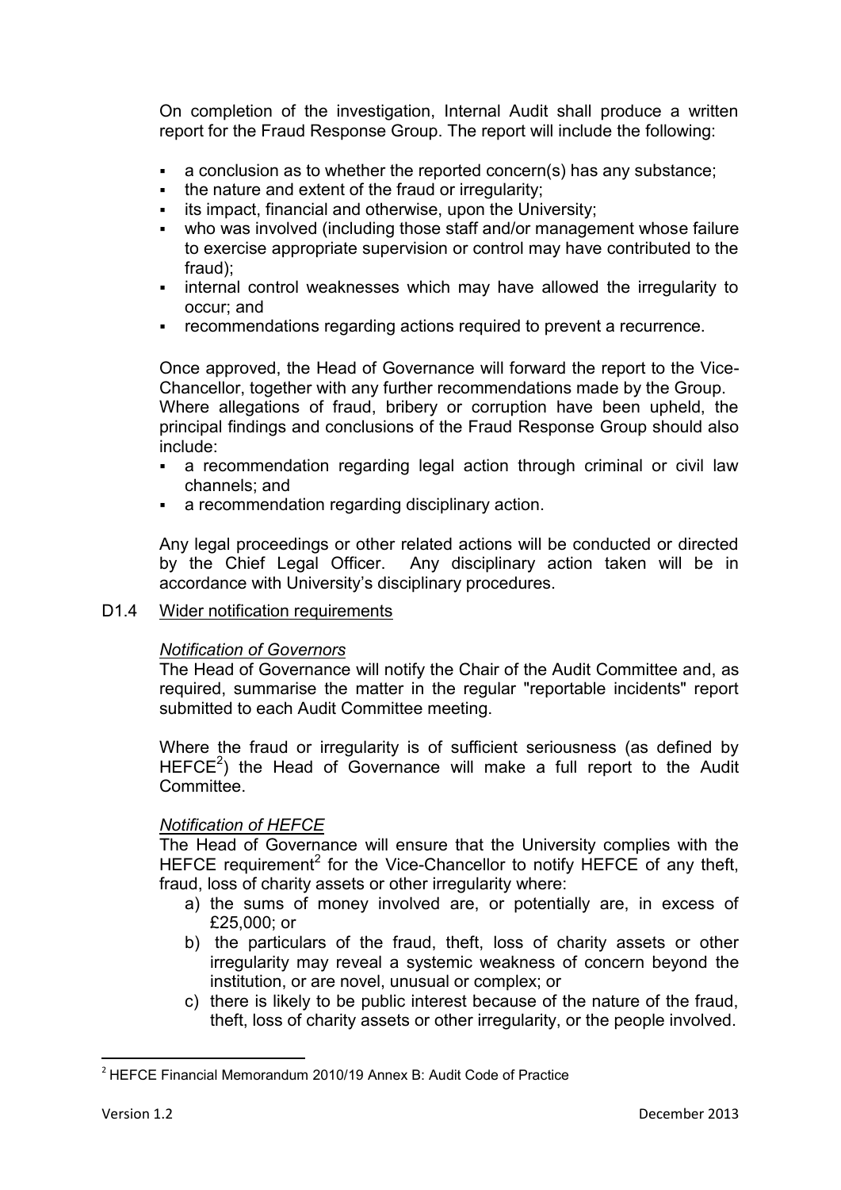On completion of the investigation, Internal Audit shall produce a written report for the Fraud Response Group. The report will include the following:

- a conclusion as to whether the reported concern(s) has any substance;
- the nature and extent of the fraud or irregularity;
- its impact, financial and otherwise, upon the University;
- who was involved (including those staff and/or management whose failure to exercise appropriate supervision or control may have contributed to the fraud);
- internal control weaknesses which may have allowed the irregularity to occur; and
- recommendations regarding actions required to prevent a recurrence.

Once approved, the Head of Governance will forward the report to the Vice-Chancellor, together with any further recommendations made by the Group. Where allegations of fraud, bribery or corruption have been upheld, the principal findings and conclusions of the Fraud Response Group should also include:

- a recommendation regarding legal action through criminal or civil law channels; and
- a recommendation regarding disciplinary action.

Any legal proceedings or other related actions will be conducted or directed by the Chief Legal Officer. Any disciplinary action taken will be in accordance with University's disciplinary procedures.

### D1.4 Wider notification requirements

*Notification of Governors*

The Head of Governance will notify the Chair of the Audit Committee and, as required, summarise the matter in the regular "reportable incidents" report submitted to each Audit Committee meeting.

Where the fraud or irregularity is of sufficient seriousness (as defined by HEFCE[2]) the Head of Governance will make a full report to the Audit Committee.

*Notification of HEFCE*

The Head of Governance will ensure that the University complies with the HEFCE requirement[2] for the Vice-Chancellor to notify HEFCE of any theft, fraud, loss of charity assets or other irregularity where:

a) the sums of money involved are, or potentially are, in excess of £25,000; or
b) the particulars of the fraud, theft, loss of charity assets or other irregularity may reveal a systemic weakness of concern beyond the institution, or are novel, unusual or complex; or
c) there is likely to be public interest because of the nature of the fraud, theft, loss of charity assets or other irregularity, or the people involved.

[2] HEFCE Financial Memorandum 2010/19 Annex B: Audit Code of Practice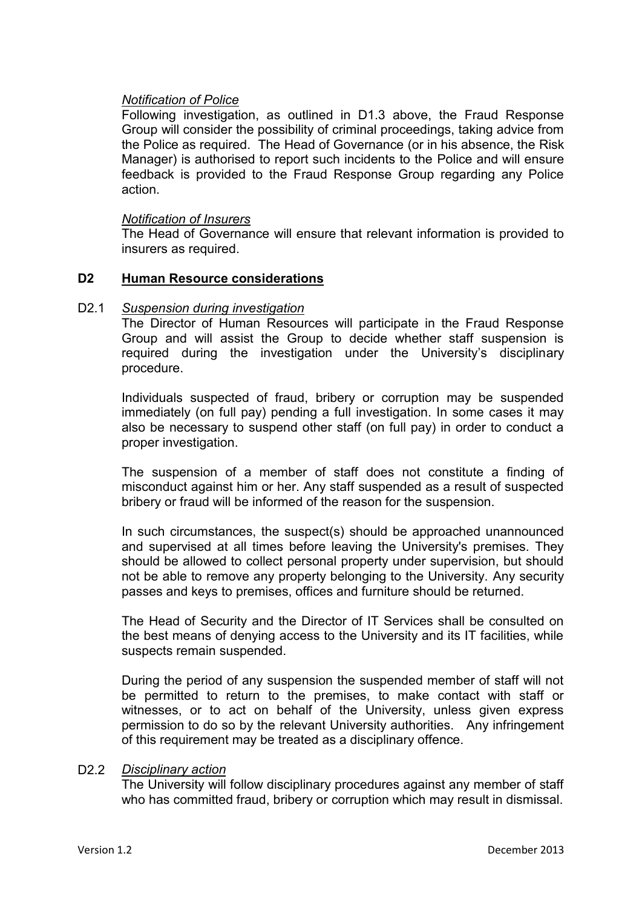*Notification of Police*

Following investigation, as outlined in D1.3 above, the Fraud Response Group will consider the possibility of criminal proceedings, taking advice from the Police as required. The Head of Governance (or in his absence, the Risk Manager) is authorised to report such incidents to the Police and will ensure feedback is provided to the Fraud Response Group regarding any Police action.

*Notification of Insurers*

The Head of Governance will ensure that relevant information is provided to insurers as required.

## D2 Human Resource considerations

D2.1 *Suspension during investigation*

The Director of Human Resources will participate in the Fraud Response Group and will assist the Group to decide whether staff suspension is required during the investigation under the University's disciplinary procedure.

Individuals suspected of fraud, bribery or corruption may be suspended immediately (on full pay) pending a full investigation. In some cases it may also be necessary to suspend other staff (on full pay) in order to conduct a proper investigation.

The suspension of a member of staff does not constitute a finding of misconduct against him or her. Any staff suspended as a result of suspected bribery or fraud will be informed of the reason for the suspension.

In such circumstances, the suspect(s) should be approached unannounced and supervised at all times before leaving the University's premises. They should be allowed to collect personal property under supervision, but should not be able to remove any property belonging to the University. Any security passes and keys to premises, offices and furniture should be returned.

The Head of Security and the Director of IT Services shall be consulted on the best means of denying access to the University and its IT facilities, while suspects remain suspended.

During the period of any suspension the suspended member of staff will not be permitted to return to the premises, to make contact with staff or witnesses, or to act on behalf of the University, unless given express permission to do so by the relevant University authorities. Any infringement of this requirement may be treated as a disciplinary offence.

D2.2 *Disciplinary action*

The University will follow disciplinary procedures against any member of staff who has committed fraud, bribery or corruption which may result in dismissal.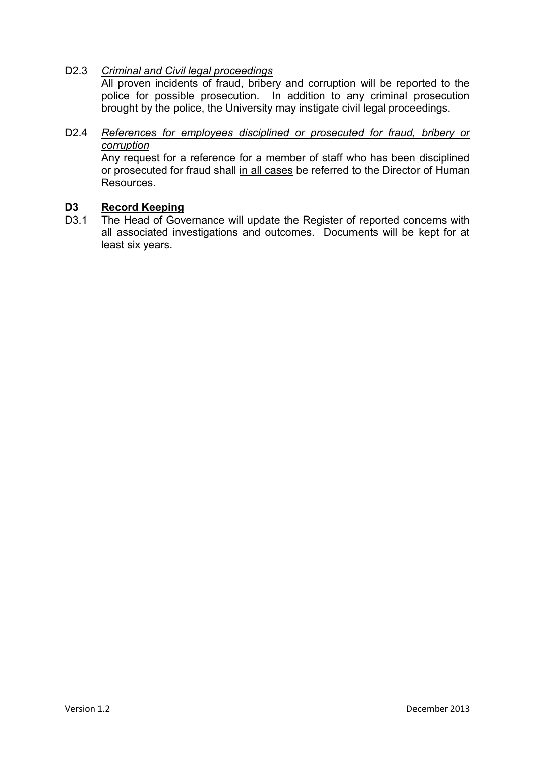D2.3 *Criminal and Civil legal proceedings*

All proven incidents of fraud, bribery and corruption will be reported to the police for possible prosecution. In addition to any criminal prosecution brought by the police, the University may instigate civil legal proceedings.

D2.4 *References for employees disciplined or prosecuted for fraud, bribery or corruption*

Any request for a reference for a member of staff who has been disciplined or prosecuted for fraud shall in all cases be referred to the Director of Human Resources.

## D3 Record Keeping

D3.1 The Head of Governance will update the Register of reported concerns with all associated investigations and outcomes. Documents will be kept for at least six years.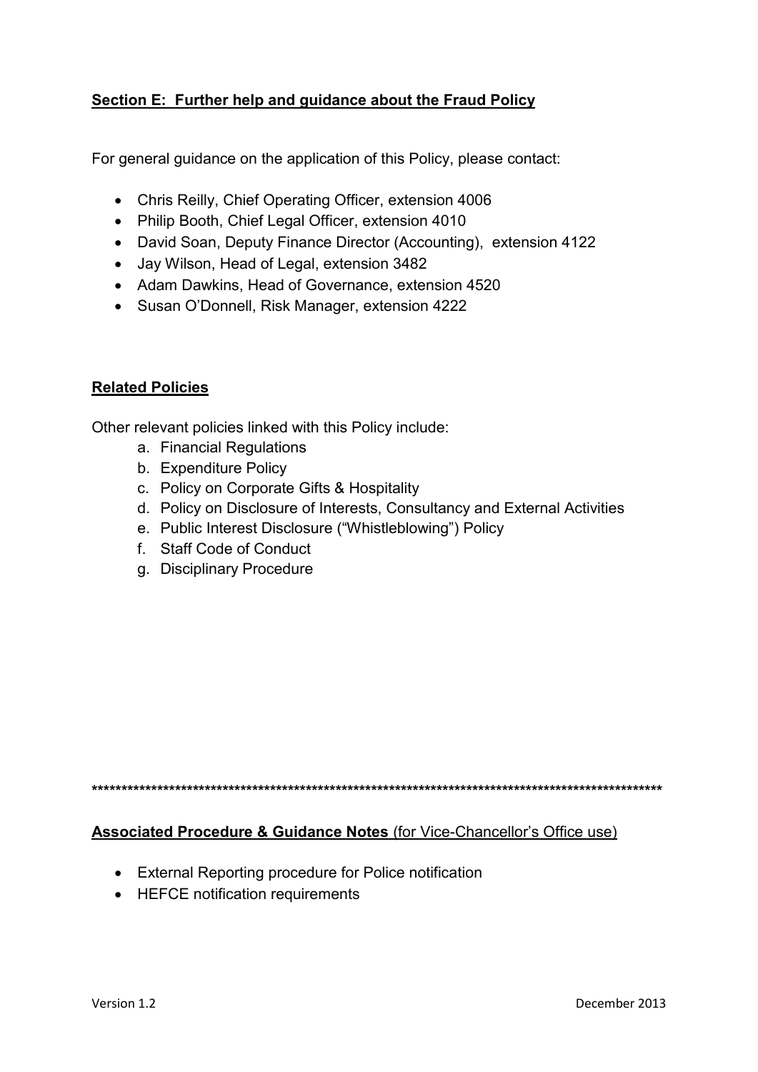## Section E: Further help and guidance about the Fraud Policy

For general guidance on the application of this Policy, please contact:

- Chris Reilly, Chief Operating Officer, extension 4006
- Philip Booth, Chief Legal Officer, extension 4010
- David Soan, Deputy Finance Director (Accounting), extension 4122
- Jay Wilson, Head of Legal, extension 3482
- Adam Dawkins, Head of Governance, extension 4520
- Susan O'Donnell, Risk Manager, extension 4222

## Related Policies

Other relevant policies linked with this Policy include:

a. Financial Regulations
b. Expenditure Policy
c. Policy on Corporate Gifts & Hospitality
d. Policy on Disclosure of Interests, Consultancy and External Activities
e. Public Interest Disclosure ("Whistleblowing") Policy
f. Staff Code of Conduct
g. Disciplinary Procedure

****************************************************************************************************

**Associated Procedure & Guidance Notes** (for Vice-Chancellor's Office use)

- External Reporting procedure for Police notification
- HEFCE notification requirements

Version 1.2 December 2013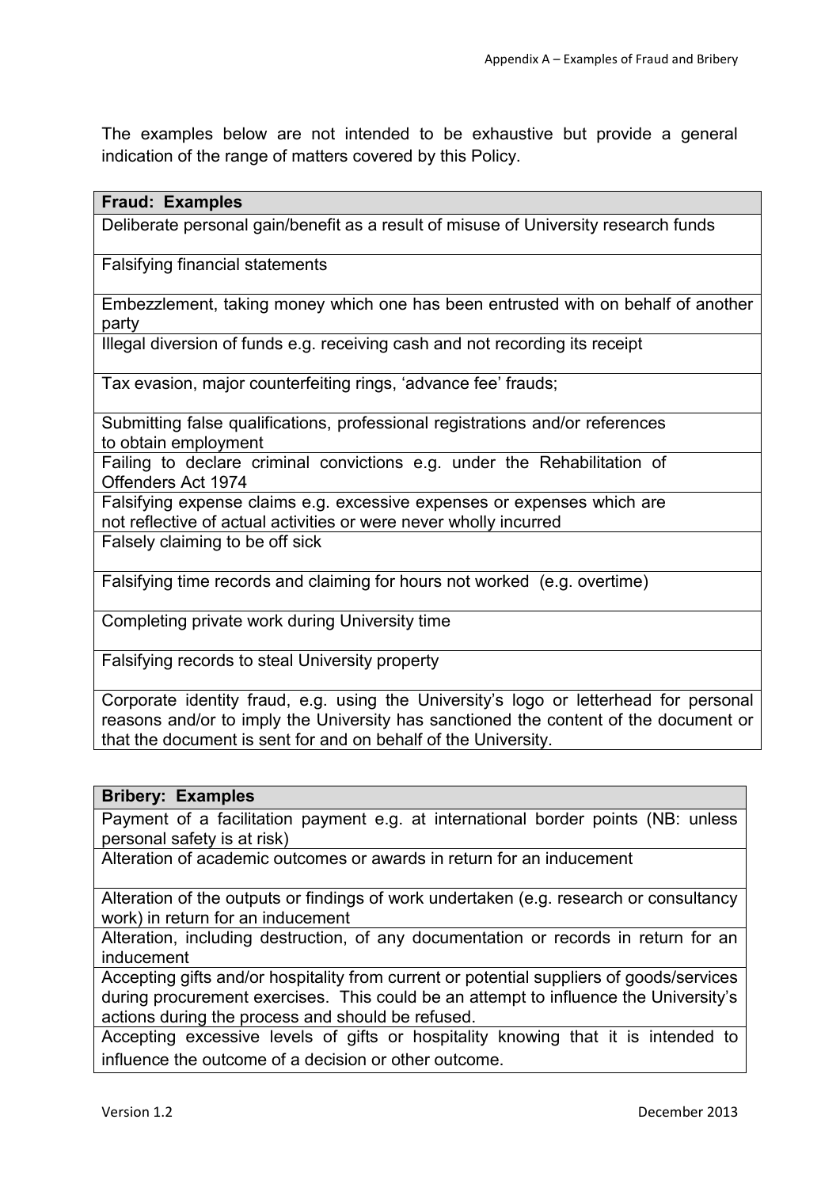The examples below are not intended to be exhaustive but provide a general indication of the range of matters covered by this Policy.

| **Fraud: Examples** |
| --- |
| Deliberate personal gain/benefit as a result of misuse of University research funds |
| Falsifying financial statements |
| Embezzlement, taking money which one has been entrusted with on behalf of another party |
| Illegal diversion of funds e.g. receiving cash and not recording its receipt |
| Tax evasion, major counterfeiting rings, 'advance fee' frauds; |
| Submitting false qualifications, professional registrations and/or references to obtain employment |
| Failing to declare criminal convictions e.g. under the Rehabilitation of Offenders Act 1974 |
| Falsifying expense claims e.g. excessive expenses or expenses which are not reflective of actual activities or were never wholly incurred |
| Falsely claiming to be off sick |
| Falsifying time records and claiming for hours not worked (e.g. overtime) |
| Completing private work during University time |
| Falsifying records to steal University property |
| Corporate identity fraud, e.g. using the University's logo or letterhead for personal reasons and/or to imply the University has sanctioned the content of the document or that the document is sent for and on behalf of the University. |

| **Bribery: Examples** |
| --- |
| Payment of a facilitation payment e.g. at international border points (NB: unless personal safety is at risk) |
| Alteration of academic outcomes or awards in return for an inducement |
| Alteration of the outputs or findings of work undertaken (e.g. research or consultancy work) in return for an inducement |
| Alteration, including destruction, of any documentation or records in return for an inducement |
| Accepting gifts and/or hospitality from current or potential suppliers of goods/services during procurement exercises. This could be an attempt to influence the University's actions during the process and should be refused. |
| Accepting excessive levels of gifts or hospitality knowing that it is intended to influence the outcome of a decision or other outcome. |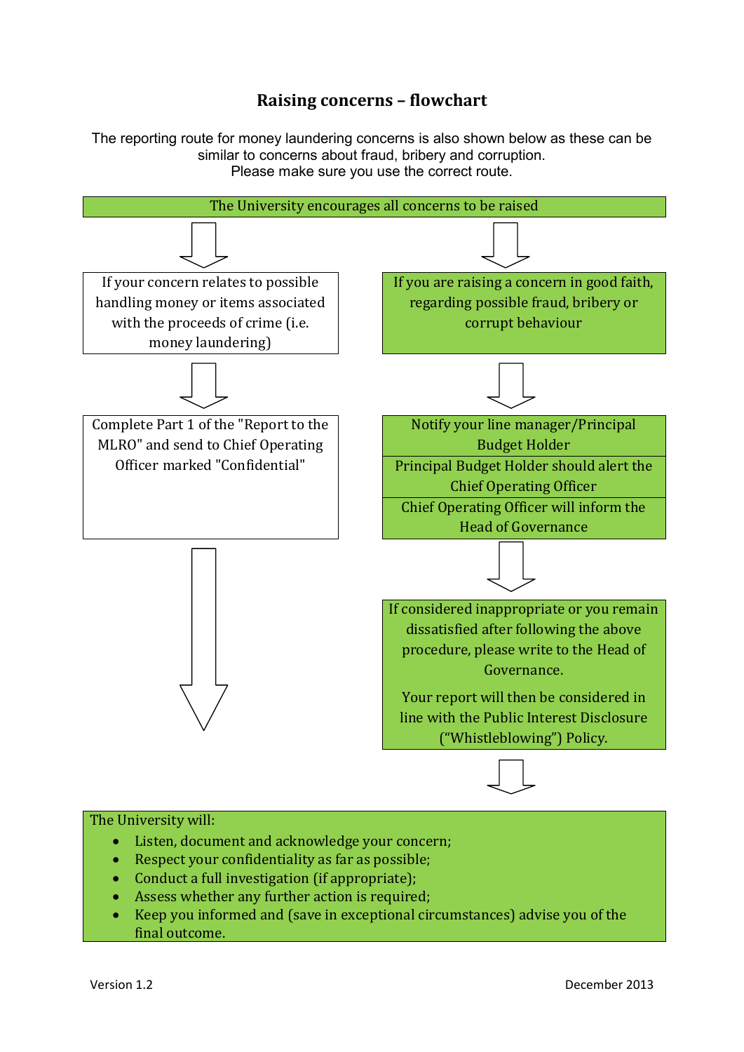## Raising concerns – flowchart

The reporting route for money laundering concerns is also shown below as these can be similar to concerns about fraud, bribery and corruption.
Please make sure you use the correct route.

**The University encourages all concerns to be raised**

**Money laundering route:**

If your concern relates to possible handling money or items associated with the proceeds of crime (i.e. money laundering)

↓

Complete Part 1 of the "Report to the MLRO" and send to Chief Operating Officer marked "Confidential"

↓

**Fraud, bribery and corruption route:**

If you are raising a concern in good faith, regarding possible fraud, bribery or corrupt behaviour

↓

Notify your line manager/Principal Budget Holder

Principal Budget Holder should alert the Chief Operating Officer

Chief Operating Officer will inform the Head of Governance

↓

If considered inappropriate or you remain dissatisfied after following the above procedure, please write to the Head of Governance.

Your report will then be considered in line with the Public Interest Disclosure ("Whistleblowing") Policy.

↓

The University will:

- Listen, document and acknowledge your concern;
- Respect your confidentiality as far as possible;
- Conduct a full investigation (if appropriate);
- Assess whether any further action is required;
- Keep you informed and (save in exceptional circumstances) advise you of the final outcome.

Version 1.2 December 2013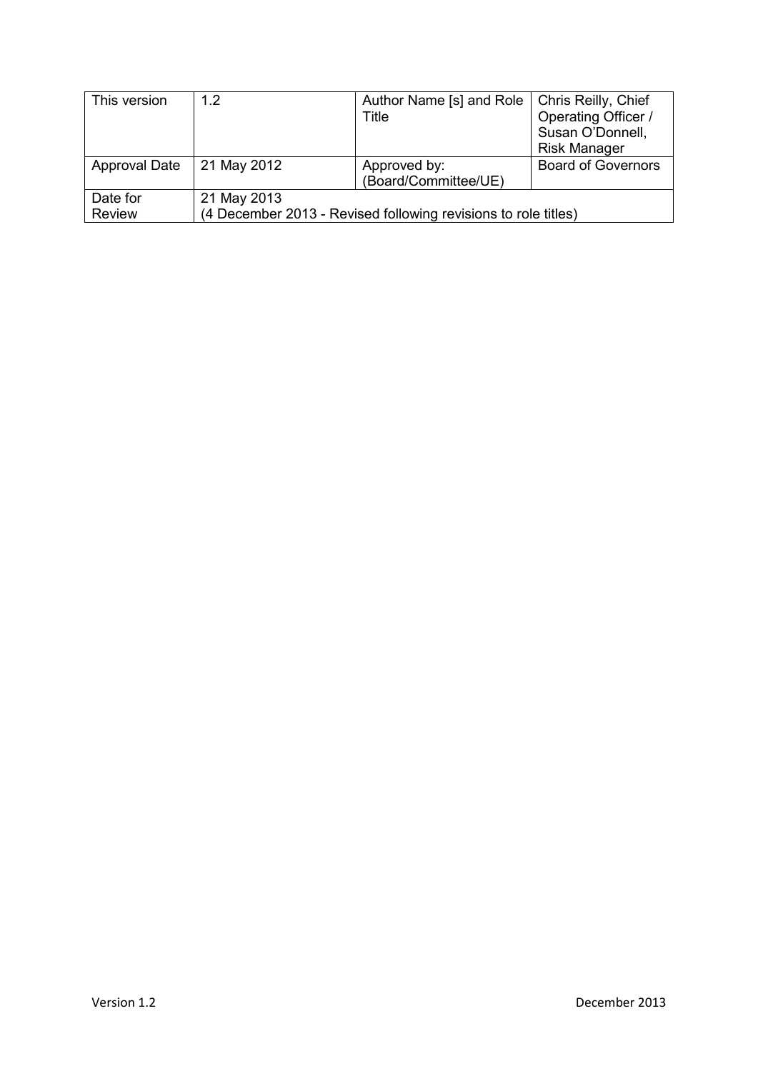| | | | |
|---|---|---|---|
| This version | 1.2 | Author Name [s] and Role Title | Chris Reilly, Chief Operating Officer / Susan O'Donnell, Risk Manager |
| Approval Date | 21 May 2012 | Approved by: (Board/Committee/UE) | Board of Governors |
| Date for Review | 21 May 2013<br>(4 December 2013 - Revised following revisions to role titles) | | |